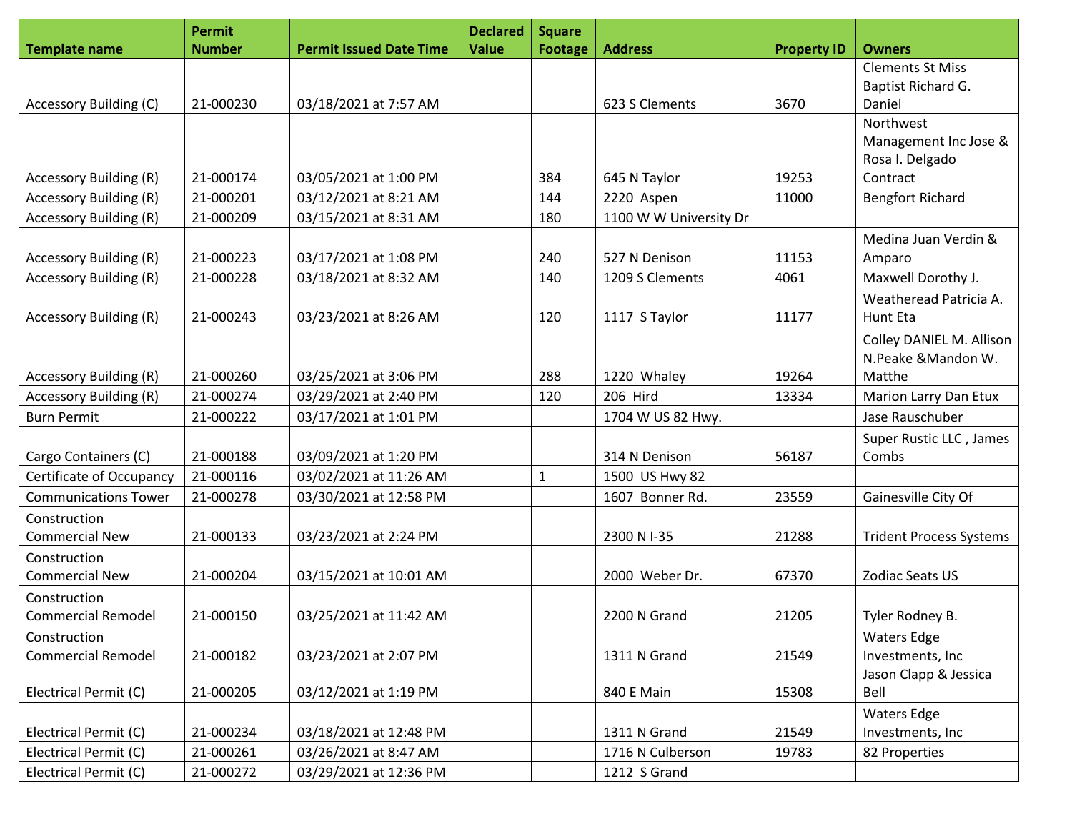| Template name | Permit Number | Permit Issued Date Time | Declared Value | Square Footage | Address | Property ID | Owners |
|---|---|---|---|---|---|---|---|
| Accessory Building (C) | 21-000230 | 03/18/2021 at 7:57 AM | | | 623 S Clements | 3670 | Clements St Miss Baptist Richard G. Daniel |
| Accessory Building (R) | 21-000174 | 03/05/2021 at 1:00 PM | | 384 | 645 N Taylor | 19253 | Northwest Management Inc Jose & Rosa I. Delgado Contract |
| Accessory Building (R) | 21-000201 | 03/12/2021 at 8:21 AM | | 144 | 2220 Aspen | 11000 | Bengfort Richard |
| Accessory Building (R) | 21-000209 | 03/15/2021 at 8:31 AM | | 180 | 1100 W W University Dr | | |
| Accessory Building (R) | 21-000223 | 03/17/2021 at 1:08 PM | | 240 | 527 N Denison | 11153 | Medina Juan Verdin & Amparo |
| Accessory Building (R) | 21-000228 | 03/18/2021 at 8:32 AM | | 140 | 1209 S Clements | 4061 | Maxwell Dorothy J. |
| Accessory Building (R) | 21-000243 | 03/23/2021 at 8:26 AM | | 120 | 1117 S Taylor | 11177 | Weatheread Patricia A. Hunt Eta |
| Accessory Building (R) | 21-000260 | 03/25/2021 at 3:06 PM | | 288 | 1220 Whaley | 19264 | Colley DANIEL M. Allison N.Peake &Mandon W. Matthe |
| Accessory Building (R) | 21-000274 | 03/29/2021 at 2:40 PM | | 120 | 206 Hird | 13334 | Marion Larry Dan Etux |
| Burn Permit | 21-000222 | 03/17/2021 at 1:01 PM | | | 1704 W US 82 Hwy. | | Jase Rauschuber |
| Cargo Containers (C) | 21-000188 | 03/09/2021 at 1:20 PM | | | 314 N Denison | 56187 | Super Rustic LLC , James Combs |
| Certificate of Occupancy | 21-000116 | 03/02/2021 at 11:26 AM | | 1 | 1500 US Hwy 82 | | |
| Communications Tower | 21-000278 | 03/30/2021 at 12:58 PM | | | 1607 Bonner Rd. | 23559 | Gainesville City Of |
| Construction Commercial New | 21-000133 | 03/23/2021 at 2:24 PM | | | 2300 N I-35 | 21288 | Trident Process Systems |
| Construction Commercial New | 21-000204 | 03/15/2021 at 10:01 AM | | | 2000 Weber Dr. | 67370 | Zodiac Seats US |
| Construction Commercial Remodel | 21-000150 | 03/25/2021 at 11:42 AM | | | 2200 N Grand | 21205 | Tyler Rodney B. |
| Construction Commercial Remodel | 21-000182 | 03/23/2021 at 2:07 PM | | | 1311 N Grand | 21549 | Waters Edge Investments, Inc |
| Electrical Permit (C) | 21-000205 | 03/12/2021 at 1:19 PM | | | 840 E Main | 15308 | Jason Clapp & Jessica Bell |
| Electrical Permit (C) | 21-000234 | 03/18/2021 at 12:48 PM | | | 1311 N Grand | 21549 | Waters Edge Investments, Inc |
| Electrical Permit (C) | 21-000261 | 03/26/2021 at 8:47 AM | | | 1716 N Culberson | 19783 | 82 Properties |
| Electrical Permit (C) | 21-000272 | 03/29/2021 at 12:36 PM | | | 1212 S Grand | | |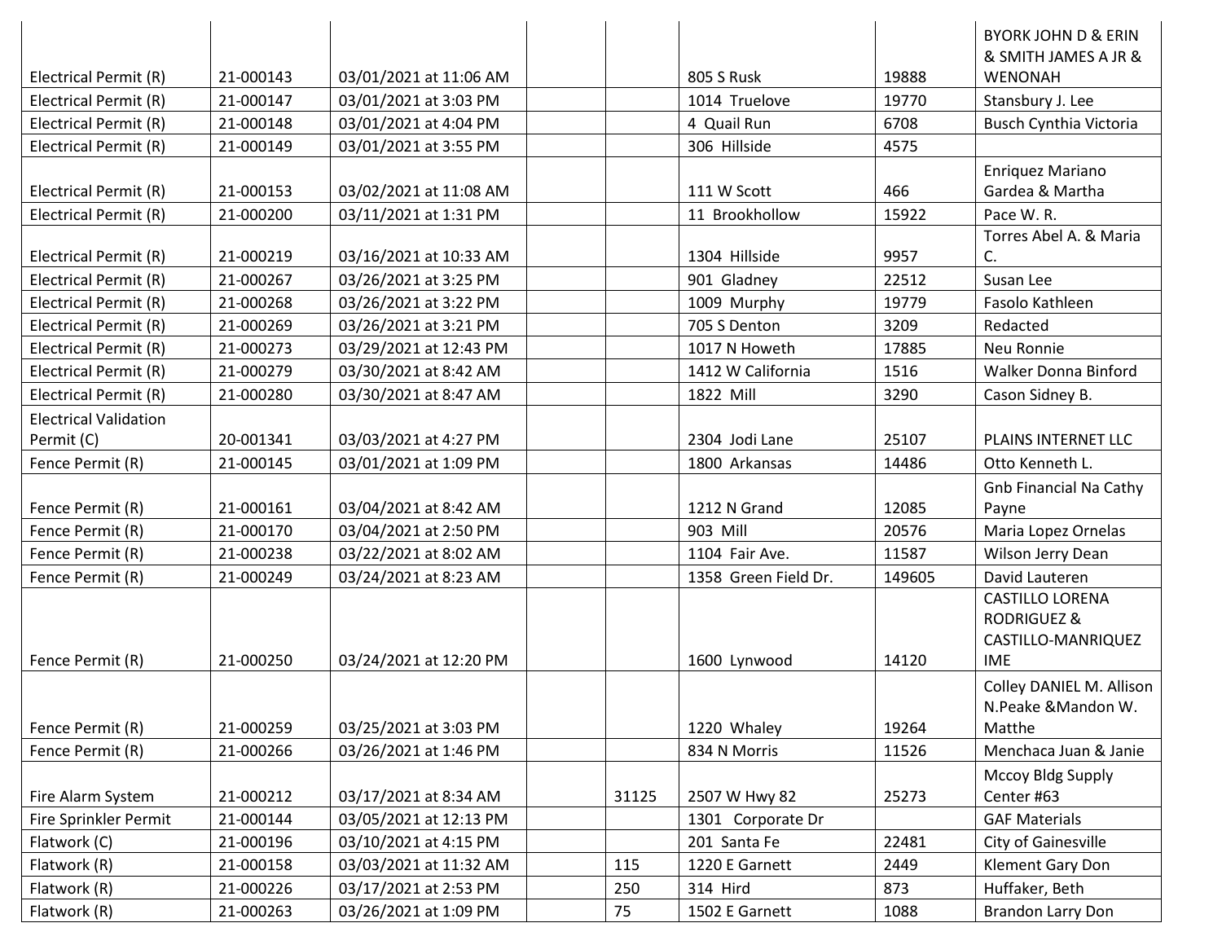| | | | | | | | |
|---|---|---|---|---|---|---|---|
| Electrical Permit (R) | 21-000143 | 03/01/2021 at 11:06 AM | | | 805 S Rusk | 19888 | BYORK JOHN D & ERIN & SMITH JAMES A JR & WENONAH |
| Electrical Permit (R) | 21-000147 | 03/01/2021 at 3:03 PM | | | 1014 Truelove | 19770 | Stansbury J. Lee |
| Electrical Permit (R) | 21-000148 | 03/01/2021 at 4:04 PM | | | 4 Quail Run | 6708 | Busch Cynthia Victoria |
| Electrical Permit (R) | 21-000149 | 03/01/2021 at 3:55 PM | | | 306 Hillside | 4575 | |
| Electrical Permit (R) | 21-000153 | 03/02/2021 at 11:08 AM | | | 111 W Scott | 466 | Enriquez Mariano Gardea & Martha |
| Electrical Permit (R) | 21-000200 | 03/11/2021 at 1:31 PM | | | 11 Brookhollow | 15922 | Pace W. R. |
| Electrical Permit (R) | 21-000219 | 03/16/2021 at 10:33 AM | | | 1304 Hillside | 9957 | Torres Abel A. & Maria C. |
| Electrical Permit (R) | 21-000267 | 03/26/2021 at 3:25 PM | | | 901 Gladney | 22512 | Susan Lee |
| Electrical Permit (R) | 21-000268 | 03/26/2021 at 3:22 PM | | | 1009 Murphy | 19779 | Fasolo Kathleen |
| Electrical Permit (R) | 21-000269 | 03/26/2021 at 3:21 PM | | | 705 S Denton | 3209 | Redacted |
| Electrical Permit (R) | 21-000273 | 03/29/2021 at 12:43 PM | | | 1017 N Howeth | 17885 | Neu Ronnie |
| Electrical Permit (R) | 21-000279 | 03/30/2021 at 8:42 AM | | | 1412 W California | 1516 | Walker Donna Binford |
| Electrical Permit (R) | 21-000280 | 03/30/2021 at 8:47 AM | | | 1822 Mill | 3290 | Cason Sidney B. |
| Electrical Validation Permit (C) | 20-001341 | 03/03/2021 at 4:27 PM | | | 2304 Jodi Lane | 25107 | PLAINS INTERNET LLC |
| Fence Permit (R) | 21-000145 | 03/01/2021 at 1:09 PM | | | 1800 Arkansas | 14486 | Otto Kenneth L. |
| Fence Permit (R) | 21-000161 | 03/04/2021 at 8:42 AM | | | 1212 N Grand | 12085 | Gnb Financial Na Cathy Payne |
| Fence Permit (R) | 21-000170 | 03/04/2021 at 2:50 PM | | | 903 Mill | 20576 | Maria Lopez Ornelas |
| Fence Permit (R) | 21-000238 | 03/22/2021 at 8:02 AM | | | 1104 Fair Ave. | 11587 | Wilson Jerry Dean |
| Fence Permit (R) | 21-000249 | 03/24/2021 at 8:23 AM | | | 1358 Green Field Dr. | 149605 | David Lauteren |
| Fence Permit (R) | 21-000250 | 03/24/2021 at 12:20 PM | | | 1600 Lynwood | 14120 | CASTILLO LORENA RODRIGUEZ & CASTILLO-MANRIQUEZ IME |
| Fence Permit (R) | 21-000259 | 03/25/2021 at 3:03 PM | | | 1220 Whaley | 19264 | Colley DANIEL M. Allison N.Peake &Mandon W. Matthe |
| Fence Permit (R) | 21-000266 | 03/26/2021 at 1:46 PM | | | 834 N Morris | 11526 | Menchaca Juan & Janie |
| Fire Alarm System | 21-000212 | 03/17/2021 at 8:34 AM | | 31125 | 2507 W Hwy 82 | 25273 | Mccoy Bldg Supply Center #63 |
| Fire Sprinkler Permit | 21-000144 | 03/05/2021 at 12:13 PM | | | 1301 Corporate Dr | | GAF Materials |
| Flatwork (C) | 21-000196 | 03/10/2021 at 4:15 PM | | | 201 Santa Fe | 22481 | City of Gainesville |
| Flatwork (R) | 21-000158 | 03/03/2021 at 11:32 AM | | 115 | 1220 E Garnett | 2449 | Klement Gary Don |
| Flatwork (R) | 21-000226 | 03/17/2021 at 2:53 PM | | 250 | 314 Hird | 873 | Huffaker, Beth |
| Flatwork (R) | 21-000263 | 03/26/2021 at 1:09 PM | | 75 | 1502 E Garnett | 1088 | Brandon Larry Don |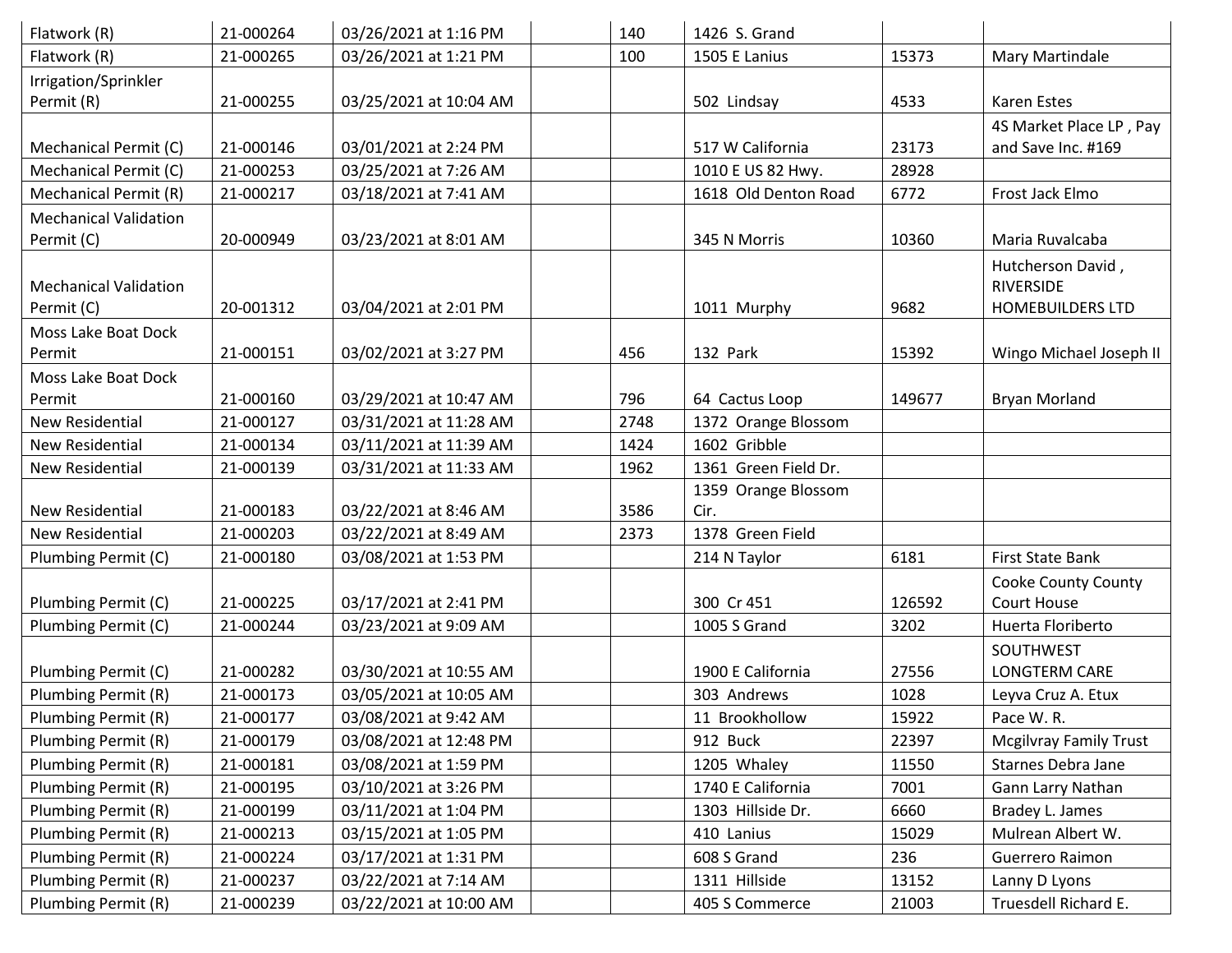| | | | | | | | |
|---|---|---|---|---|---|---|---|
| Flatwork (R) | 21-000264 | 03/26/2021 at 1:16 PM | | 140 | 1426 S. Grand | | |
| Flatwork (R) | 21-000265 | 03/26/2021 at 1:21 PM | | 100 | 1505 E Lanius | 15373 | Mary Martindale |
| Irrigation/Sprinkler Permit (R) | 21-000255 | 03/25/2021 at 10:04 AM | | | 502 Lindsay | 4533 | Karen Estes |
| Mechanical Permit (C) | 21-000146 | 03/01/2021 at 2:24 PM | | | 517 W California | 23173 | 4S Market Place LP , Pay and Save Inc. #169 |
| Mechanical Permit (C) | 21-000253 | 03/25/2021 at 7:26 AM | | | 1010 E US 82 Hwy. | 28928 | |
| Mechanical Permit (R) | 21-000217 | 03/18/2021 at 7:41 AM | | | 1618 Old Denton Road | 6772 | Frost Jack Elmo |
| Mechanical Validation Permit (C) | 20-000949 | 03/23/2021 at 8:01 AM | | | 345 N Morris | 10360 | Maria Ruvalcaba |
| Mechanical Validation Permit (C) | 20-001312 | 03/04/2021 at 2:01 PM | | | 1011 Murphy | 9682 | Hutcherson David , RIVERSIDE HOMEBUILDERS LTD |
| Moss Lake Boat Dock Permit | 21-000151 | 03/02/2021 at 3:27 PM | | 456 | 132 Park | 15392 | Wingo Michael Joseph II |
| Moss Lake Boat Dock Permit | 21-000160 | 03/29/2021 at 10:47 AM | | 796 | 64 Cactus Loop | 149677 | Bryan Morland |
| New Residential | 21-000127 | 03/31/2021 at 11:28 AM | | 2748 | 1372 Orange Blossom | | |
| New Residential | 21-000134 | 03/11/2021 at 11:39 AM | | 1424 | 1602 Gribble | | |
| New Residential | 21-000139 | 03/31/2021 at 11:33 AM | | 1962 | 1361 Green Field Dr. | | |
| New Residential | 21-000183 | 03/22/2021 at 8:46 AM | | 3586 | 1359 Orange Blossom Cir. | | |
| New Residential | 21-000203 | 03/22/2021 at 8:49 AM | | 2373 | 1378 Green Field | | |
| Plumbing Permit (C) | 21-000180 | 03/08/2021 at 1:53 PM | | | 214 N Taylor | 6181 | First State Bank |
| Plumbing Permit (C) | 21-000225 | 03/17/2021 at 2:41 PM | | | 300 Cr 451 | 126592 | Cooke County County Court House |
| Plumbing Permit (C) | 21-000244 | 03/23/2021 at 9:09 AM | | | 1005 S Grand | 3202 | Huerta Floriberto |
| Plumbing Permit (C) | 21-000282 | 03/30/2021 at 10:55 AM | | | 1900 E California | 27556 | SOUTHWEST LONGTERM CARE |
| Plumbing Permit (R) | 21-000173 | 03/05/2021 at 10:05 AM | | | 303 Andrews | 1028 | Leyva Cruz A. Etux |
| Plumbing Permit (R) | 21-000177 | 03/08/2021 at 9:42 AM | | | 11 Brookhollow | 15922 | Pace W. R. |
| Plumbing Permit (R) | 21-000179 | 03/08/2021 at 12:48 PM | | | 912 Buck | 22397 | Mcgilvray Family Trust |
| Plumbing Permit (R) | 21-000181 | 03/08/2021 at 1:59 PM | | | 1205 Whaley | 11550 | Starnes Debra Jane |
| Plumbing Permit (R) | 21-000195 | 03/10/2021 at 3:26 PM | | | 1740 E California | 7001 | Gann Larry Nathan |
| Plumbing Permit (R) | 21-000199 | 03/11/2021 at 1:04 PM | | | 1303 Hillside Dr. | 6660 | Bradey L. James |
| Plumbing Permit (R) | 21-000213 | 03/15/2021 at 1:05 PM | | | 410 Lanius | 15029 | Mulrean Albert W. |
| Plumbing Permit (R) | 21-000224 | 03/17/2021 at 1:31 PM | | | 608 S Grand | 236 | Guerrero Raimon |
| Plumbing Permit (R) | 21-000237 | 03/22/2021 at 7:14 AM | | | 1311 Hillside | 13152 | Lanny D Lyons |
| Plumbing Permit (R) | 21-000239 | 03/22/2021 at 10:00 AM | | | 405 S Commerce | 21003 | Truesdell Richard E. |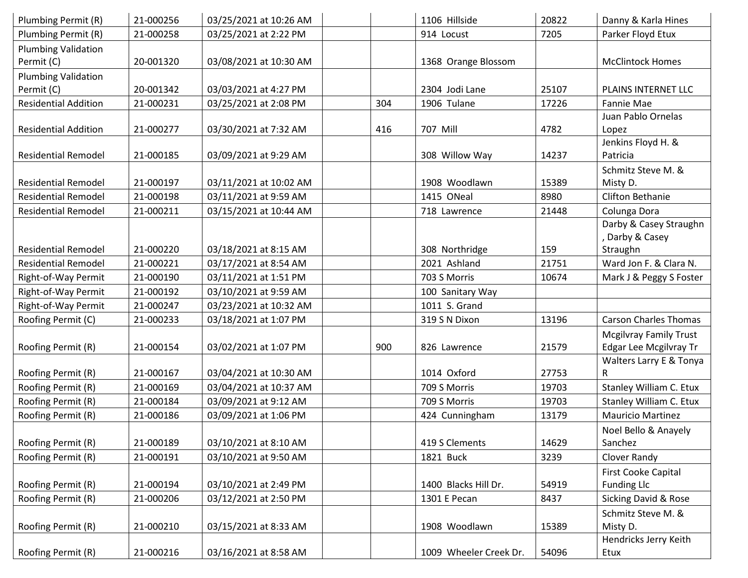| | | | | | | | |
|---|---|---|---|---|---|---|---|
| Plumbing Permit (R) | 21-000256 | 03/25/2021 at 10:26 AM | | | 1106 Hillside | 20822 | Danny & Karla Hines |
| Plumbing Permit (R) | 21-000258 | 03/25/2021 at 2:22 PM | | | 914 Locust | 7205 | Parker Floyd Etux |
| Plumbing Validation Permit (C) | 20-001320 | 03/08/2021 at 10:30 AM | | | 1368 Orange Blossom | | McClintock Homes |
| Plumbing Validation Permit (C) | 20-001342 | 03/03/2021 at 4:27 PM | | | 2304 Jodi Lane | 25107 | PLAINS INTERNET LLC |
| Residential Addition | 21-000231 | 03/25/2021 at 2:08 PM | | 304 | 1906 Tulane | 17226 | Fannie Mae |
| Residential Addition | 21-000277 | 03/30/2021 at 7:32 AM | | 416 | 707 Mill | 4782 | Juan Pablo Ornelas Lopez |
| Residential Remodel | 21-000185 | 03/09/2021 at 9:29 AM | | | 308 Willow Way | 14237 | Jenkins Floyd H. & Patricia |
| Residential Remodel | 21-000197 | 03/11/2021 at 10:02 AM | | | 1908 Woodlawn | 15389 | Schmitz Steve M. & Misty D. |
| Residential Remodel | 21-000198 | 03/11/2021 at 9:59 AM | | | 1415 ONeal | 8980 | Clifton Bethanie |
| Residential Remodel | 21-000211 | 03/15/2021 at 10:44 AM | | | 718 Lawrence | 21448 | Colunga Dora |
| Residential Remodel | 21-000220 | 03/18/2021 at 8:15 AM | | | 308 Northridge | 159 | Darby & Casey Straughn , Darby & Casey Straughn |
| Residential Remodel | 21-000221 | 03/17/2021 at 8:54 AM | | | 2021 Ashland | 21751 | Ward Jon F. & Clara N. |
| Right-of-Way Permit | 21-000190 | 03/11/2021 at 1:51 PM | | | 703 S Morris | 10674 | Mark J & Peggy S Foster |
| Right-of-Way Permit | 21-000192 | 03/10/2021 at 9:59 AM | | | 100 Sanitary Way | | |
| Right-of-Way Permit | 21-000247 | 03/23/2021 at 10:32 AM | | | 1011 S. Grand | | |
| Roofing Permit (C) | 21-000233 | 03/18/2021 at 1:07 PM | | | 319 S N Dixon | 13196 | Carson Charles Thomas |
| Roofing Permit (R) | 21-000154 | 03/02/2021 at 1:07 PM | | 900 | 826 Lawrence | 21579 | Mcgilvray Family Trust Edgar Lee Mcgilvray Tr |
| Roofing Permit (R) | 21-000167 | 03/04/2021 at 10:30 AM | | | 1014 Oxford | 27753 | Walters Larry E & Tonya R |
| Roofing Permit (R) | 21-000169 | 03/04/2021 at 10:37 AM | | | 709 S Morris | 19703 | Stanley William C. Etux |
| Roofing Permit (R) | 21-000184 | 03/09/2021 at 9:12 AM | | | 709 S Morris | 19703 | Stanley William C. Etux |
| Roofing Permit (R) | 21-000186 | 03/09/2021 at 1:06 PM | | | 424 Cunningham | 13179 | Mauricio Martinez |
| Roofing Permit (R) | 21-000189 | 03/10/2021 at 8:10 AM | | | 419 S Clements | 14629 | Noel Bello & Anayely Sanchez |
| Roofing Permit (R) | 21-000191 | 03/10/2021 at 9:50 AM | | | 1821 Buck | 3239 | Clover Randy |
| Roofing Permit (R) | 21-000194 | 03/10/2021 at 2:49 PM | | | 1400 Blacks Hill Dr. | 54919 | First Cooke Capital Funding Llc |
| Roofing Permit (R) | 21-000206 | 03/12/2021 at 2:50 PM | | | 1301 E Pecan | 8437 | Sicking David & Rose |
| Roofing Permit (R) | 21-000210 | 03/15/2021 at 8:33 AM | | | 1908 Woodlawn | 15389 | Schmitz Steve M. & Misty D. |
| Roofing Permit (R) | 21-000216 | 03/16/2021 at 8:58 AM | | | 1009 Wheeler Creek Dr. | 54096 | Hendricks Jerry Keith Etux |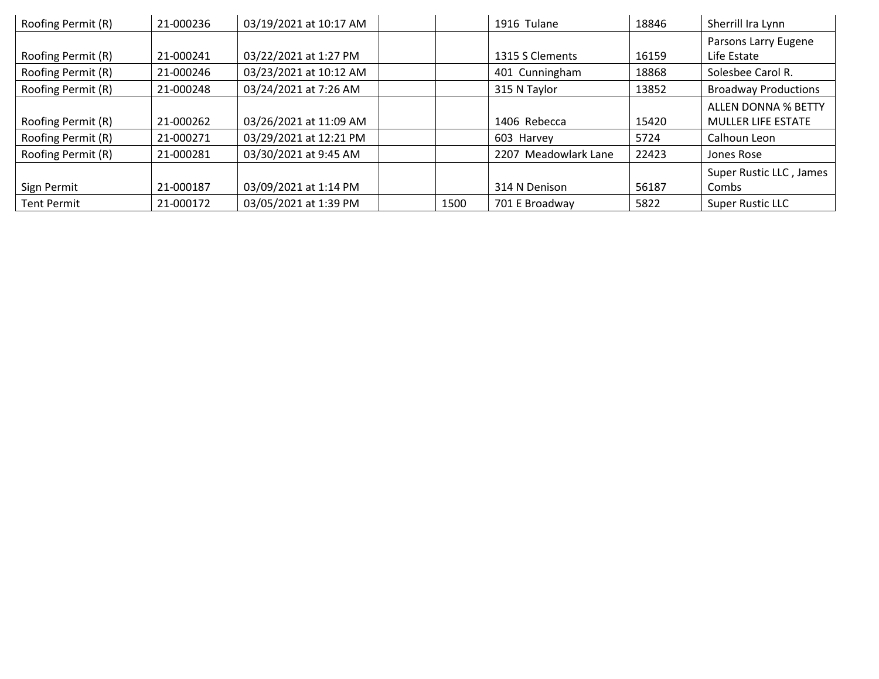| | | | | | | | |
|---|---|---|---|---|---|---|---|
| Roofing Permit (R) | 21-000236 | 03/19/2021 at 10:17 AM | | | 1916 Tulane | 18846 | Sherrill Ira Lynn |
| Roofing Permit (R) | 21-000241 | 03/22/2021 at 1:27 PM | | | 1315 S Clements | 16159 | Parsons Larry Eugene Life Estate |
| Roofing Permit (R) | 21-000246 | 03/23/2021 at 10:12 AM | | | 401 Cunningham | 18868 | Solesbee Carol R. |
| Roofing Permit (R) | 21-000248 | 03/24/2021 at 7:26 AM | | | 315 N Taylor | 13852 | Broadway Productions |
| Roofing Permit (R) | 21-000262 | 03/26/2021 at 11:09 AM | | | 1406 Rebecca | 15420 | ALLEN DONNA % BETTY MULLER LIFE ESTATE |
| Roofing Permit (R) | 21-000271 | 03/29/2021 at 12:21 PM | | | 603 Harvey | 5724 | Calhoun Leon |
| Roofing Permit (R) | 21-000281 | 03/30/2021 at 9:45 AM | | | 2207 Meadowlark Lane | 22423 | Jones Rose |
| Sign Permit | 21-000187 | 03/09/2021 at 1:14 PM | | | 314 N Denison | 56187 | Super Rustic LLC , James Combs |
| Tent Permit | 21-000172 | 03/05/2021 at 1:39 PM | | 1500 | 701 E Broadway | 5822 | Super Rustic LLC |